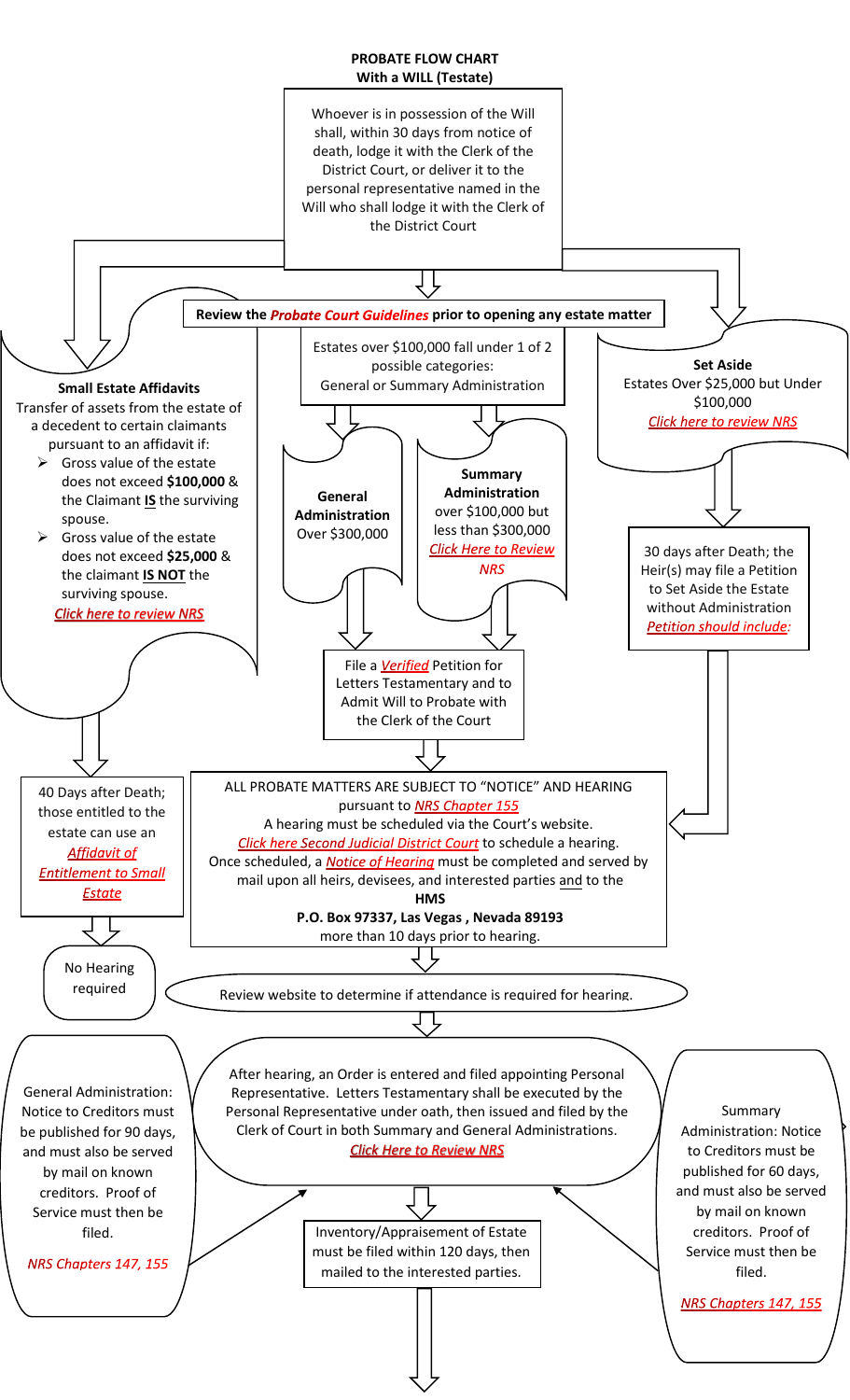# PROBATE FLOW CHART
## With a WILL (Testate)

Whoever is in possession of the Will shall, within 30 days from notice of death, lodge it with the Clerk of the District Court, or deliver it to the personal representative named in the Will who shall lodge it with the Clerk of the District Court

**Review the *Probate Court Guidelines* prior to opening any estate matter**

**Small Estate Affidavits**
Transfer of assets from the estate of a decedent to certain claimants pursuant to an affidavit if:

- Gross value of the estate does not exceed **$100,000** & the Claimant **IS** the surviving spouse.
- Gross value of the estate does not exceed **$25,000** & the claimant **IS NOT** the surviving spouse.

*Click here to review NRS*

40 Days after Death; those entitled to the estate can use an *Affidavit of Entitlement to Small Estate*

No Hearing required

Estates over $100,000 fall under 1 of 2 possible categories:
General or Summary Administration

**General Administration**
Over $300,000

**Summary Administration**
over $100,000 but less than $300,000
*Click Here to Review NRS*

File a *Verified* Petition for Letters Testamentary and to Admit Will to Probate with the Clerk of the Court

**Set Aside**
Estates Over $25,000 but Under $100,000
*Click here to review NRS*

30 days after Death; the Heir(s) may file a Petition to Set Aside the Estate without Administration
*Petition should include:*

ALL PROBATE MATTERS ARE SUBJECT TO "NOTICE" AND HEARING pursuant to *NRS Chapter 155*
A hearing must be scheduled via the Court's website.
*Click here Second Judicial District Court* to schedule a hearing.
Once scheduled, a *Notice of Hearing* must be completed and served by mail upon all heirs, devisees, and interested parties and to the
**HMS**
**P.O. Box 97337, Las Vegas , Nevada 89193**
more than 10 days prior to hearing.

Review website to determine if attendance is required for hearing.

After hearing, an Order is entered and filed appointing Personal Representative. Letters Testamentary shall be executed by the Personal Representative under oath, then issued and filed by the Clerk of Court in both Summary and General Administrations.
*Click Here to Review NRS*

General Administration: Notice to Creditors must be published for 90 days, and must also be served by mail on known creditors. Proof of Service must then be filed.
*NRS Chapters 147, 155*

Summary Administration: Notice to Creditors must be published for 60 days, and must also be served by mail on known creditors. Proof of Service must then be filed.
*NRS Chapters 147, 155*

Inventory/Appraisement of Estate must be filed within 120 days, then mailed to the interested parties.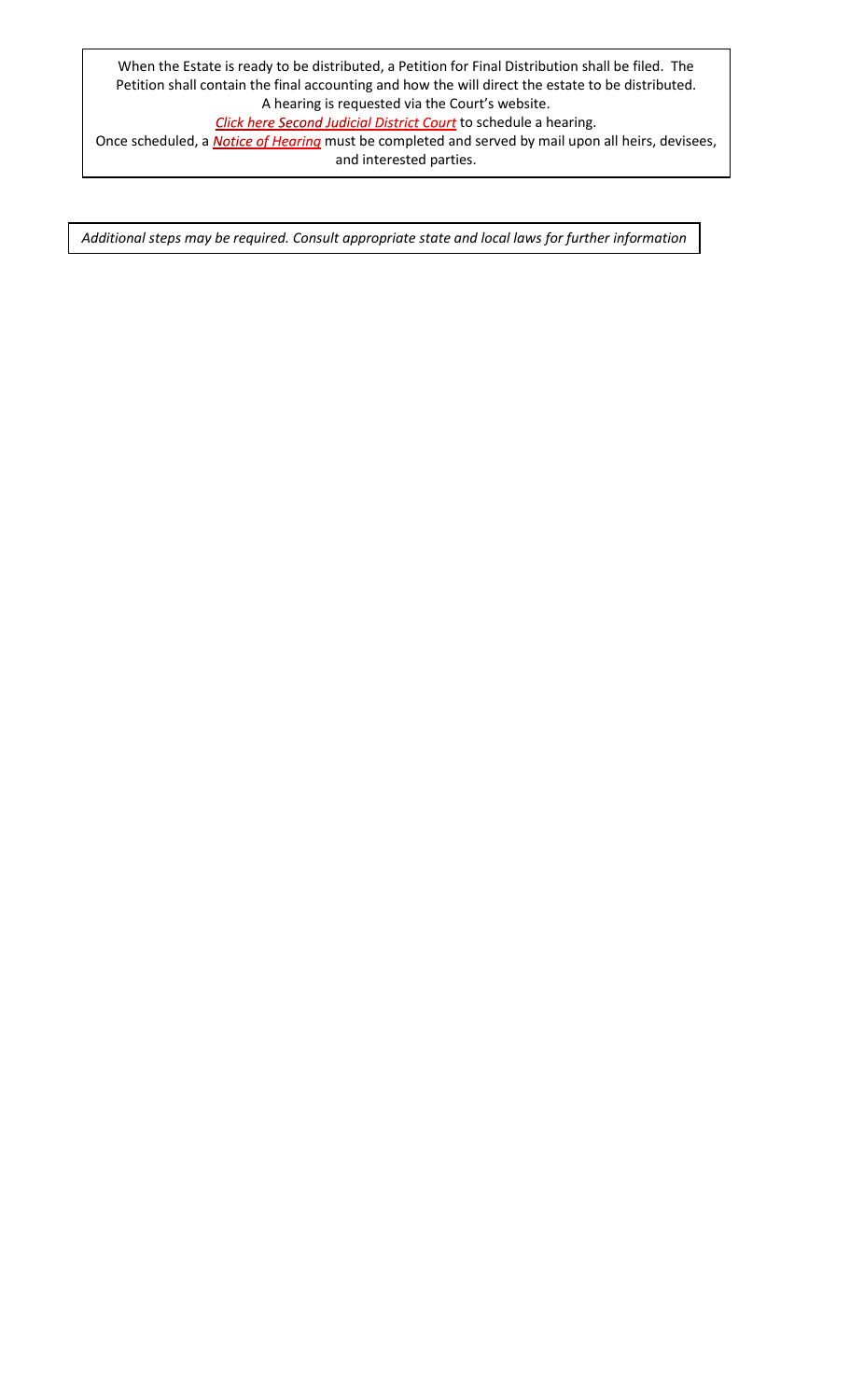When the Estate is ready to be distributed, a Petition for Final Distribution shall be filed. The Petition shall contain the final accounting and how the will direct the estate to be distributed. A hearing is requested via the Court's website.

*Click here Second Judicial District Court* to schedule a hearing.

Once scheduled, a *Notice of Hearing* must be completed and served by mail upon all heirs, devisees, and interested parties.

*Additional steps may be required. Consult appropriate state and local laws for further information*